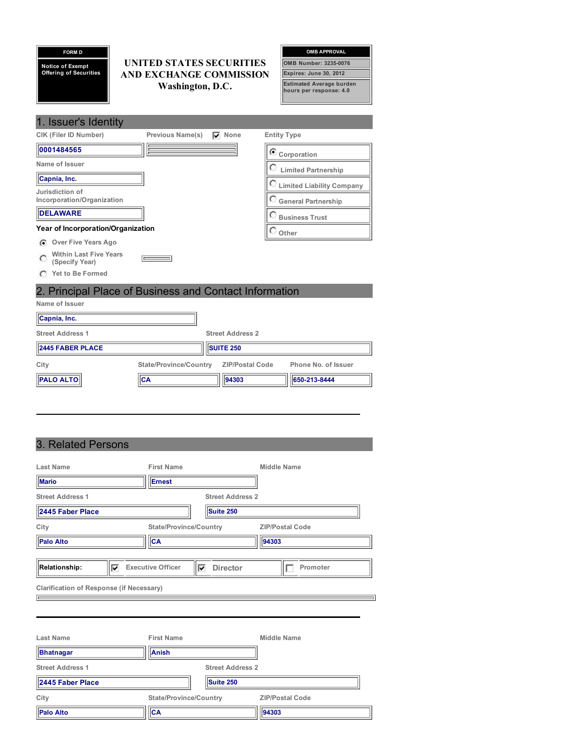**FORM D**

**Notice of Exempt Offering of Securities**

# UNITED STATES SECURITIES AND EXCHANGE COMMISSION
Washington, D.C.

| OMB APPROVAL |
|---|
| OMB Number: 3235-0076 |
| Expires: June 30, 2012 |
| Estimated Average burden hours per response: 4.0 |

## 1. Issuer's Identity

CIK (Filer ID Number): **0001484565**

Previous Name(s): [x] None

Name of Issuer: **Capnia, Inc.**

Jurisdiction of Incorporation/Organization: **DELAWARE**

**Entity Type**

- (•) Corporation
- ( ) Limited Partnership
- ( ) Limited Liability Company
- ( ) General Partnership
- ( ) Business Trust
- ( ) Other

**Year of Incorporation/Organization**

- (•) Over Five Years Ago
- ( ) Within Last Five Years (Specify Year)
- ( ) Yet to Be Formed

## 2. Principal Place of Business and Contact Information

Name of Issuer: **Capnia, Inc.**

| Street Address 1 | Street Address 2 |
|---|---|
| 2445 FABER PLACE | SUITE 250 |

| City | State/Province/Country | ZIP/Postal Code | Phone No. of Issuer |
|---|---|---|---|
| PALO ALTO | CA | 94303 | 650-213-8444 |

## 3. Related Persons

| Last Name | First Name | Middle Name |
|---|---|---|
| Mario | Ernest | |

| Street Address 1 | Street Address 2 |
|---|---|
| 2445 Faber Place | Suite 250 |

| City | State/Province/Country | ZIP/Postal Code |
|---|---|---|
| Palo Alto | CA | 94303 |

Relationship: [x] Executive Officer [x] Director [ ] Promoter

Clarification of Response (if Necessary):

---

| Last Name | First Name | Middle Name |
|---|---|---|
| Bhatnagar | Anish | |

| Street Address 1 | Street Address 2 |
|---|---|
| 2445 Faber Place | Suite 250 |

| City | State/Province/Country | ZIP/Postal Code |
|---|---|---|
| Palo Alto | CA | 94303 |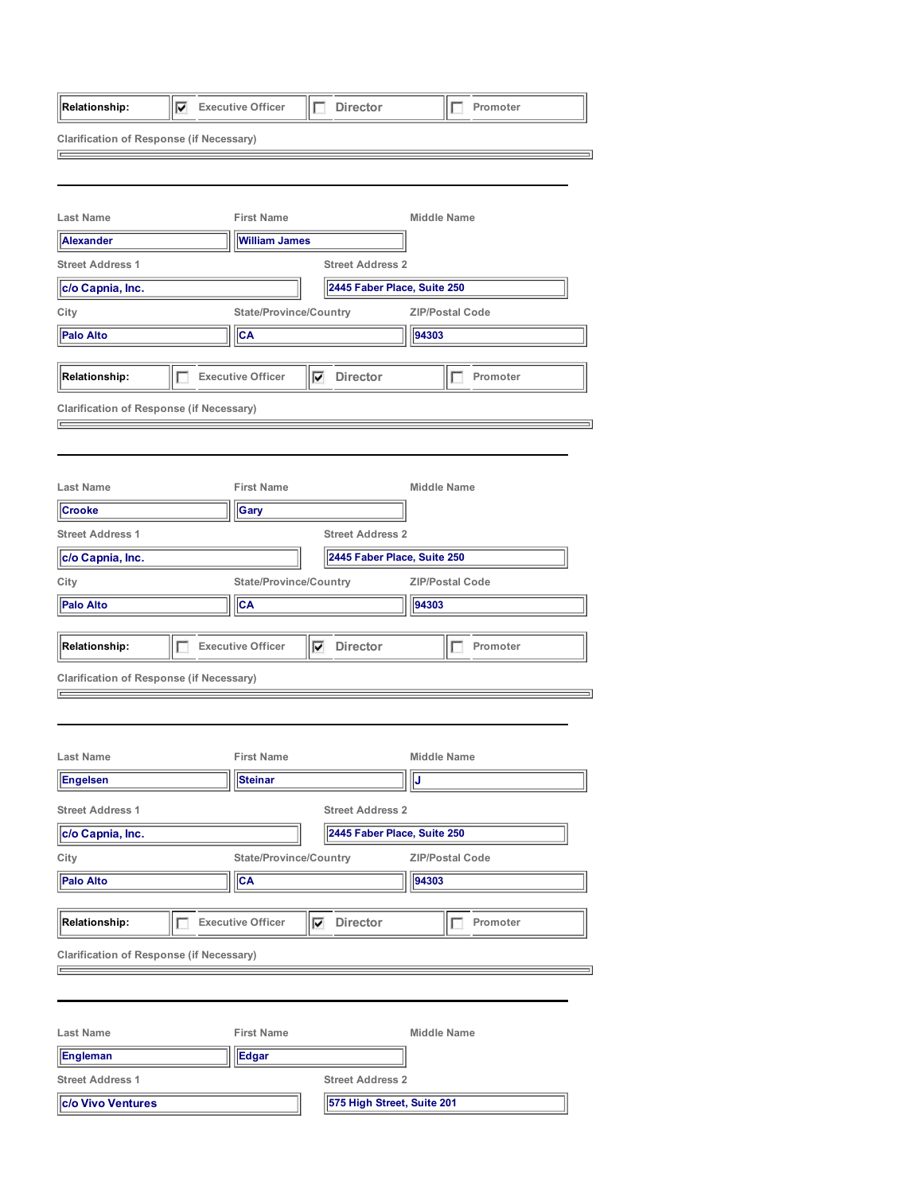| Relationship: | ☑ Executive Officer | ☐ Director | ☐ Promoter |
|---|---|---|---|

Clarification of Response (if Necessary)

---

| Last Name | First Name | Middle Name |
|---|---|---|
| Alexander | William James | |

| Street Address 1 | Street Address 2 |
|---|---|
| c/o Capnia, Inc. | 2445 Faber Place, Suite 250 |

| City | State/Province/Country | ZIP/Postal Code |
|---|---|---|
| Palo Alto | CA | 94303 |

| Relationship: | ☐ Executive Officer | ☑ Director | ☐ Promoter |
|---|---|---|---|

Clarification of Response (if Necessary)

---

| Last Name | First Name | Middle Name |
|---|---|---|
| Crooke | Gary | |

| Street Address 1 | Street Address 2 |
|---|---|
| c/o Capnia, Inc. | 2445 Faber Place, Suite 250 |

| City | State/Province/Country | ZIP/Postal Code |
|---|---|---|
| Palo Alto | CA | 94303 |

| Relationship: | ☐ Executive Officer | ☑ Director | ☐ Promoter |
|---|---|---|---|

Clarification of Response (if Necessary)

---

| Last Name | First Name | Middle Name |
|---|---|---|
| Engelsen | Steinar | J |

| Street Address 1 | Street Address 2 |
|---|---|
| c/o Capnia, Inc. | 2445 Faber Place, Suite 250 |

| City | State/Province/Country | ZIP/Postal Code |
|---|---|---|
| Palo Alto | CA | 94303 |

| Relationship: | ☐ Executive Officer | ☑ Director | ☐ Promoter |
|---|---|---|---|

Clarification of Response (if Necessary)

---

| Last Name | First Name | Middle Name |
|---|---|---|
| Engleman | Edgar | |

| Street Address 1 | Street Address 2 |
|---|---|
| c/o Vivo Ventures | 575 High Street, Suite 201 |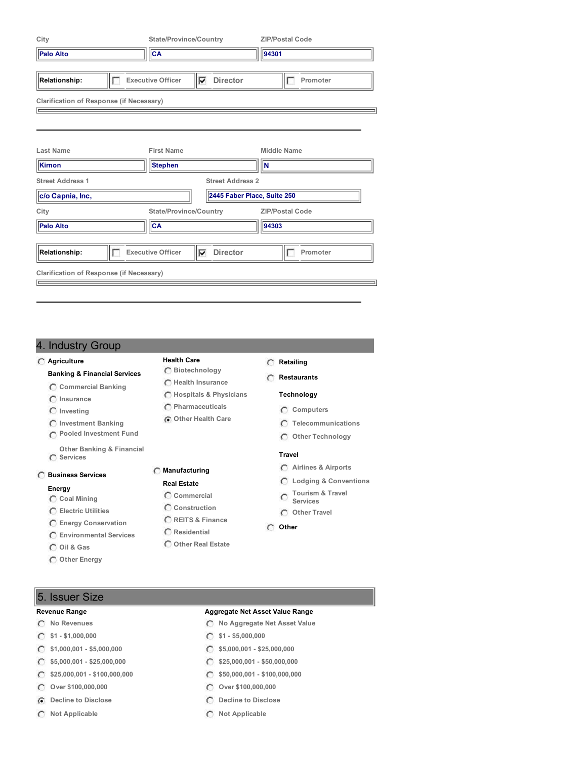| City | State/Province/Country | ZIP/Postal Code |
|---|---|---|
| Palo Alto | CA | 94301 |

| Relationship: | ☐ Executive Officer | ☑ Director | ☐ Promoter |
|---|---|---|---|

Clarification of Response (if Necessary)

---

| Last Name | First Name | Middle Name |
|---|---|---|
| Kirnon | Stephen | N |

| Street Address 1 | Street Address 2 |
|---|---|
| c/o Capnia, Inc, | 2445 Faber Place, Suite 250 |

| City | State/Province/Country | ZIP/Postal Code |
|---|---|---|
| Palo Alto | CA | 94303 |

| Relationship: | ☐ Executive Officer | ☑ Director | ☐ Promoter |
|---|---|---|---|

Clarification of Response (if Necessary)

---

## 4. Industry Group

- ○ **Agriculture**
- **Banking & Financial Services**
  - ○ Commercial Banking
  - ○ Insurance
  - ○ Investing
  - ○ Investment Banking
  - ○ Pooled Investment Fund
  - ○ Other Banking & Financial Services
- ○ **Business Services**
- **Energy**
  - ○ Coal Mining
  - ○ Electric Utilities
  - ○ Energy Conservation
  - ○ Environmental Services
  - ○ Oil & Gas
  - ○ Other Energy
- **Health Care**
  - ○ Biotechnology
  - ○ Health Insurance
  - ○ Hospitals & Physicians
  - ○ Pharmaceuticals
  - ◉ Other Health Care
- ○ **Manufacturing**
- **Real Estate**
  - ○ Commercial
  - ○ Construction
  - ○ REITS & Finance
  - ○ Residential
  - ○ Other Real Estate
- ○ **Retailing**
- ○ **Restaurants**
- **Technology**
  - ○ Computers
  - ○ Telecommunications
  - ○ Other Technology
- **Travel**
  - ○ Airlines & Airports
  - ○ Lodging & Conventions
  - ○ Tourism & Travel Services
  - ○ Other Travel
- ○ **Other**

## 5. Issuer Size

| Revenue Range | Aggregate Net Asset Value Range |
|---|---|
| ○ No Revenues | ○ No Aggregate Net Asset Value |
| ○ $1 - $1,000,000 | ○ $1 - $5,000,000 |
| ○ $1,000,001 - $5,000,000 | ○ $5,000,001 - $25,000,000 |
| ○ $5,000,001 - $25,000,000 | ○ $25,000,001 - $50,000,000 |
| ○ $25,000,001 - $100,000,000 | ○ $50,000,001 - $100,000,000 |
| ○ Over $100,000,000 | ○ Over $100,000,000 |
| ◉ Decline to Disclose | ○ Decline to Disclose |
| ○ Not Applicable | ○ Not Applicable |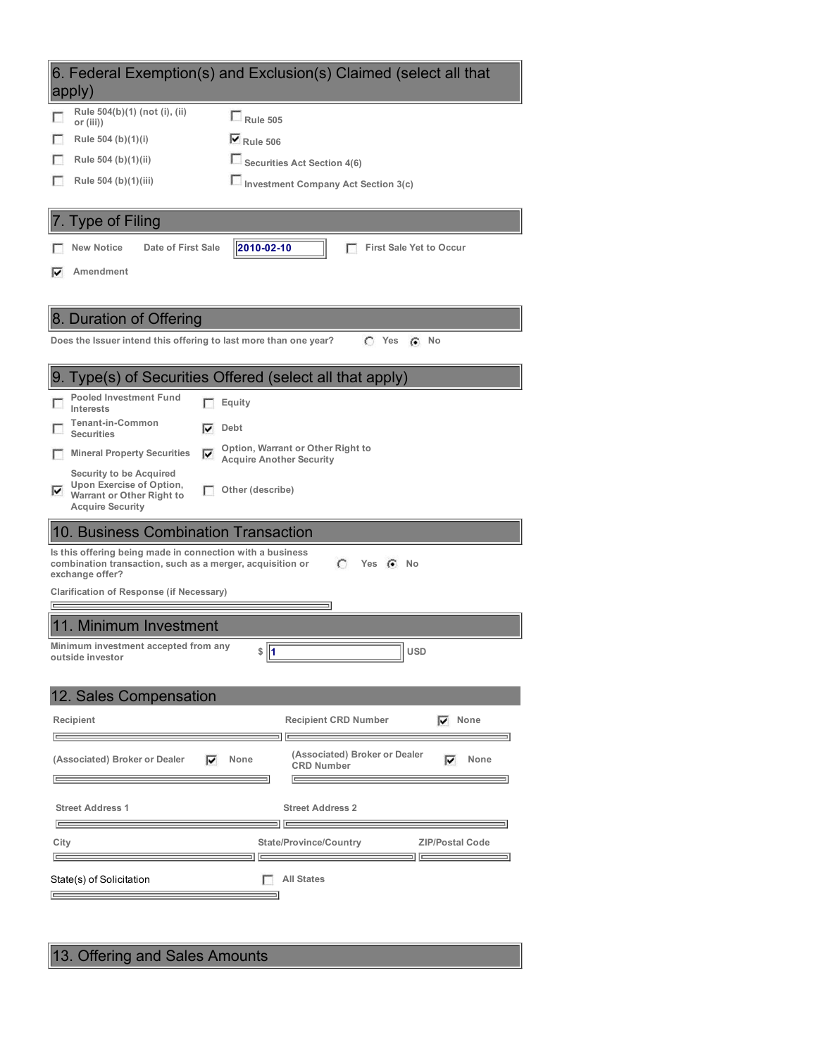## 6. Federal Exemption(s) and Exclusion(s) Claimed (select all that apply)

- [ ] Rule 504(b)(1) (not (i), (ii) or (iii))
- [ ] Rule 504 (b)(1)(i)
- [ ] Rule 504 (b)(1)(ii)
- [ ] Rule 504 (b)(1)(iii)
- [ ] Rule 505
- [x] Rule 506
- [ ] Securities Act Section 4(6)
- [ ] Investment Company Act Section 3(c)

## 7. Type of Filing

- [ ] New Notice
- [x] Amendment

Date of First Sale: 2010-02-10

- [ ] First Sale Yet to Occur

## 8. Duration of Offering

Does the Issuer intend this offering to last more than one year? ( ) Yes (•) No

## 9. Type(s) of Securities Offered (select all that apply)

- [ ] Pooled Investment Fund Interests
- [ ] Tenant-in-Common Securities
- [ ] Mineral Property Securities
- [x] Security to be Acquired Upon Exercise of Option, Warrant or Other Right to Acquire Security
- [ ] Equity
- [x] Debt
- [x] Option, Warrant or Other Right to Acquire Another Security
- [ ] Other (describe)

## 10. Business Combination Transaction

Is this offering being made in connection with a business combination transaction, such as a merger, acquisition or exchange offer? ( ) Yes (•) No

Clarification of Response (if Necessary)

## 11. Minimum Investment

Minimum investment accepted from any outside investor $ 1 USD

## 12. Sales Compensation

Recipient

Recipient CRD Number [x] None

(Associated) Broker or Dealer [x] None

(Associated) Broker or Dealer CRD Number [x] None

Street Address 1

Street Address 2

City

State/Province/Country

ZIP/Postal Code

State(s) of Solicitation [ ] All States

## 13. Offering and Sales Amounts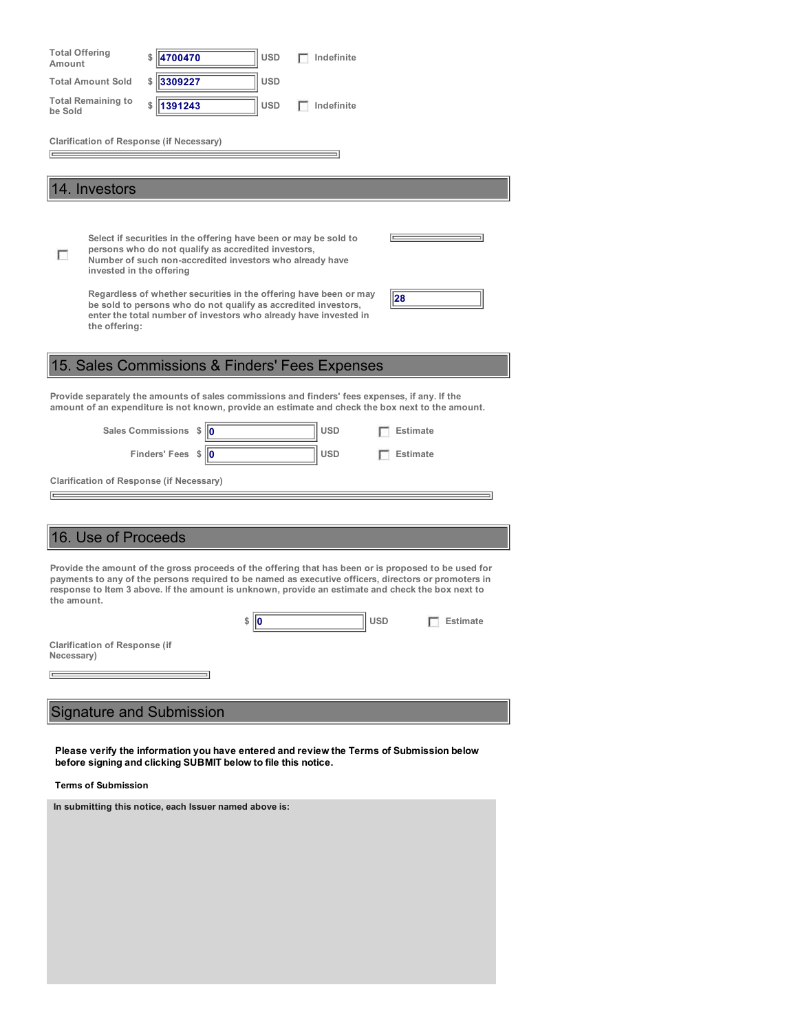| | | | |
|---|---|---|---|
| Total Offering Amount | $ 4700470 | USD | ☐ Indefinite |
| Total Amount Sold | $ 3309227 | USD | |
| Total Remaining to be Sold | $ 1391243 | USD | ☐ Indefinite |

Clarification of Response (if Necessary)

## 14. Investors

☐ Select if securities in the offering have been or may be sold to persons who do not qualify as accredited investors, Number of such non-accredited investors who already have invested in the offering

Regardless of whether securities in the offering have been or may be sold to persons who do not qualify as accredited investors, enter the total number of investors who already have invested in the offering: 28

## 15. Sales Commissions & Finders' Fees Expenses

Provide separately the amounts of sales commissions and finders' fees expenses, if any. If the amount of an expenditure is not known, provide an estimate and check the box next to the amount.

| | | | |
|---|---|---|---|
| Sales Commissions | $ 0 | USD | ☐ Estimate |
| Finders' Fees | $ 0 | USD | ☐ Estimate |

Clarification of Response (if Necessary)

## 16. Use of Proceeds

Provide the amount of the gross proceeds of the offering that has been or is proposed to be used for payments to any of the persons required to be named as executive officers, directors or promoters in response to Item 3 above. If the amount is unknown, provide an estimate and check the box next to the amount.

$ 0 USD ☐ Estimate

Clarification of Response (if Necessary)

## Signature and Submission

**Please verify the information you have entered and review the Terms of Submission below before signing and clicking SUBMIT below to file this notice.**

**Terms of Submission**

**In submitting this notice, each Issuer named above is:**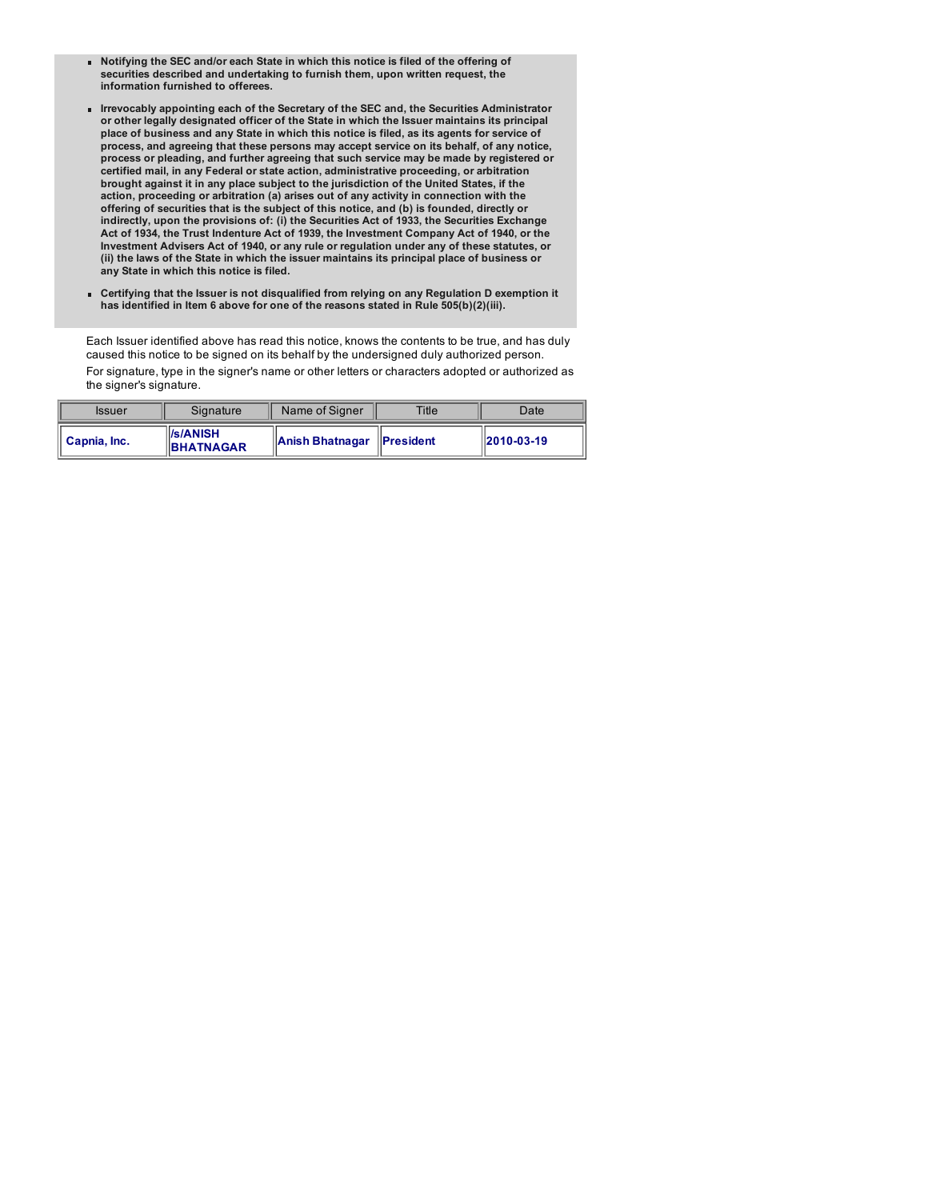- **Notifying the SEC and/or each State in which this notice is filed of the offering of securities described and undertaking to furnish them, upon written request, the information furnished to offerees.**
- **Irrevocably appointing each of the Secretary of the SEC and, the Securities Administrator or other legally designated officer of the State in which the Issuer maintains its principal place of business and any State in which this notice is filed, as its agents for service of process, and agreeing that these persons may accept service on its behalf, of any notice, process or pleading, and further agreeing that such service may be made by registered or certified mail, in any Federal or state action, administrative proceeding, or arbitration brought against it in any place subject to the jurisdiction of the United States, if the action, proceeding or arbitration (a) arises out of any activity in connection with the offering of securities that is the subject of this notice, and (b) is founded, directly or indirectly, upon the provisions of: (i) the Securities Act of 1933, the Securities Exchange Act of 1934, the Trust Indenture Act of 1939, the Investment Company Act of 1940, or the Investment Advisers Act of 1940, or any rule or regulation under any of these statutes, or (ii) the laws of the State in which the issuer maintains its principal place of business or any State in which this notice is filed.**
- **Certifying that the Issuer is not disqualified from relying on any Regulation D exemption it has identified in Item 6 above for one of the reasons stated in Rule 505(b)(2)(iii).**

Each Issuer identified above has read this notice, knows the contents to be true, and has duly caused this notice to be signed on its behalf by the undersigned duly authorized person.

For signature, type in the signer's name or other letters or characters adopted or authorized as the signer's signature.

| Issuer | Signature | Name of Signer | Title | Date |
|---|---|---|---|---|
| **Capnia, Inc.** | **/s/ANISH BHATNAGAR** | **Anish Bhatnagar** | **President** | **2010-03-19** |